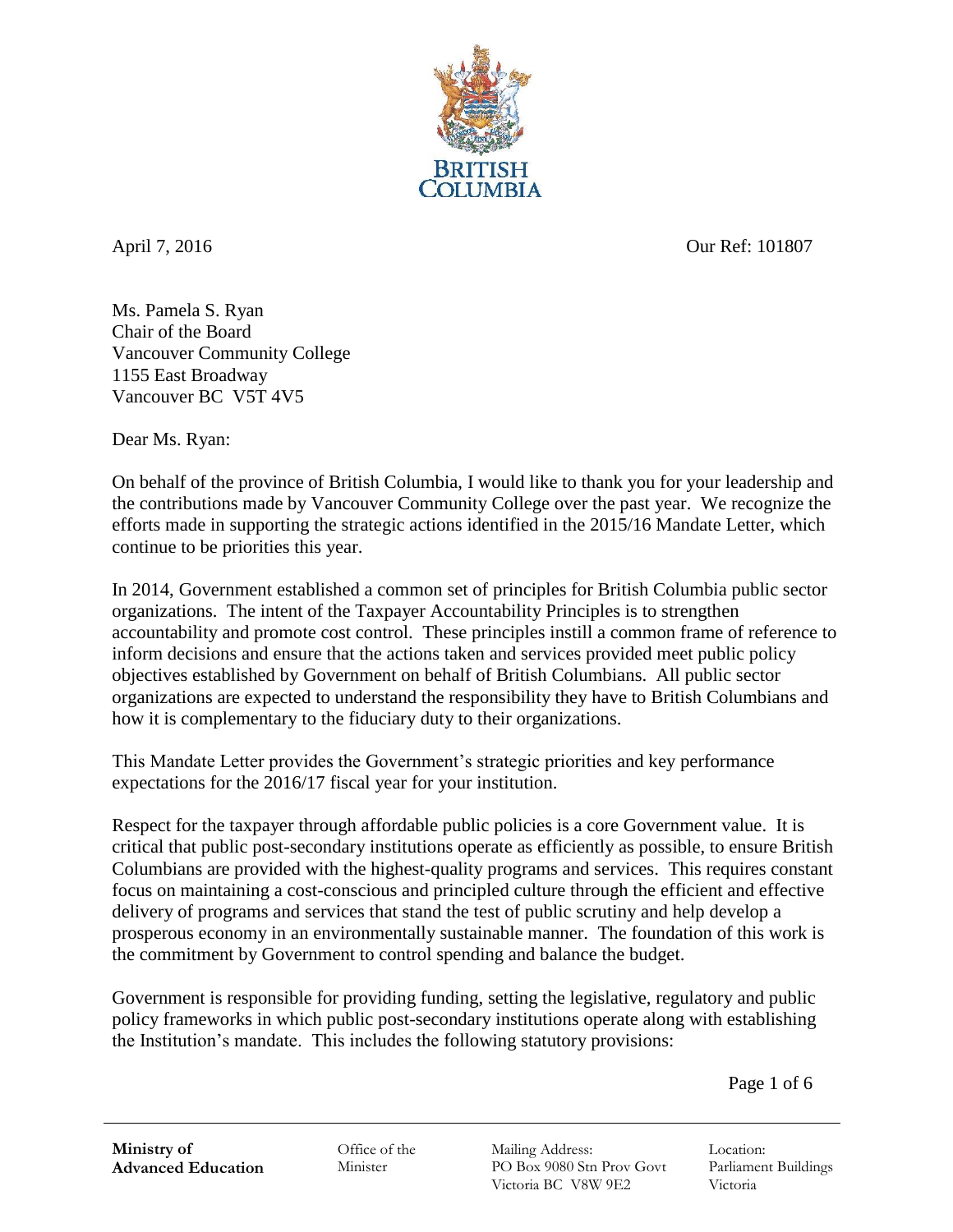BRITISH COLUMBIA

April 7, 2016 Our Ref: 101807

Ms. Pamela S. Ryan
Chair of the Board
Vancouver Community College
1155 East Broadway
Vancouver BC V5T 4V5

Dear Ms. Ryan:

On behalf of the province of British Columbia, I would like to thank you for your leadership and the contributions made by Vancouver Community College over the past year. We recognize the efforts made in supporting the strategic actions identified in the 2015/16 Mandate Letter, which continue to be priorities this year.

In 2014, Government established a common set of principles for British Columbia public sector organizations. The intent of the Taxpayer Accountability Principles is to strengthen accountability and promote cost control. These principles instill a common frame of reference to inform decisions and ensure that the actions taken and services provided meet public policy objectives established by Government on behalf of British Columbians. All public sector organizations are expected to understand the responsibility they have to British Columbians and how it is complementary to the fiduciary duty to their organizations.

This Mandate Letter provides the Government's strategic priorities and key performance expectations for the 2016/17 fiscal year for your institution.

Respect for the taxpayer through affordable public policies is a core Government value. It is critical that public post-secondary institutions operate as efficiently as possible, to ensure British Columbians are provided with the highest-quality programs and services. This requires constant focus on maintaining a cost-conscious and principled culture through the efficient and effective delivery of programs and services that stand the test of public scrutiny and help develop a prosperous economy in an environmentally sustainable manner. The foundation of this work is the commitment by Government to control spending and balance the budget.

Government is responsible for providing funding, setting the legislative, regulatory and public policy frameworks in which public post-secondary institutions operate along with establishing the Institution's mandate. This includes the following statutory provisions:

**Ministry of Advanced Education** | Office of the Minister | Mailing Address: PO Box 9080 Stn Prov Govt Victoria BC V8W 9E2 | Location: Parliament Buildings Victoria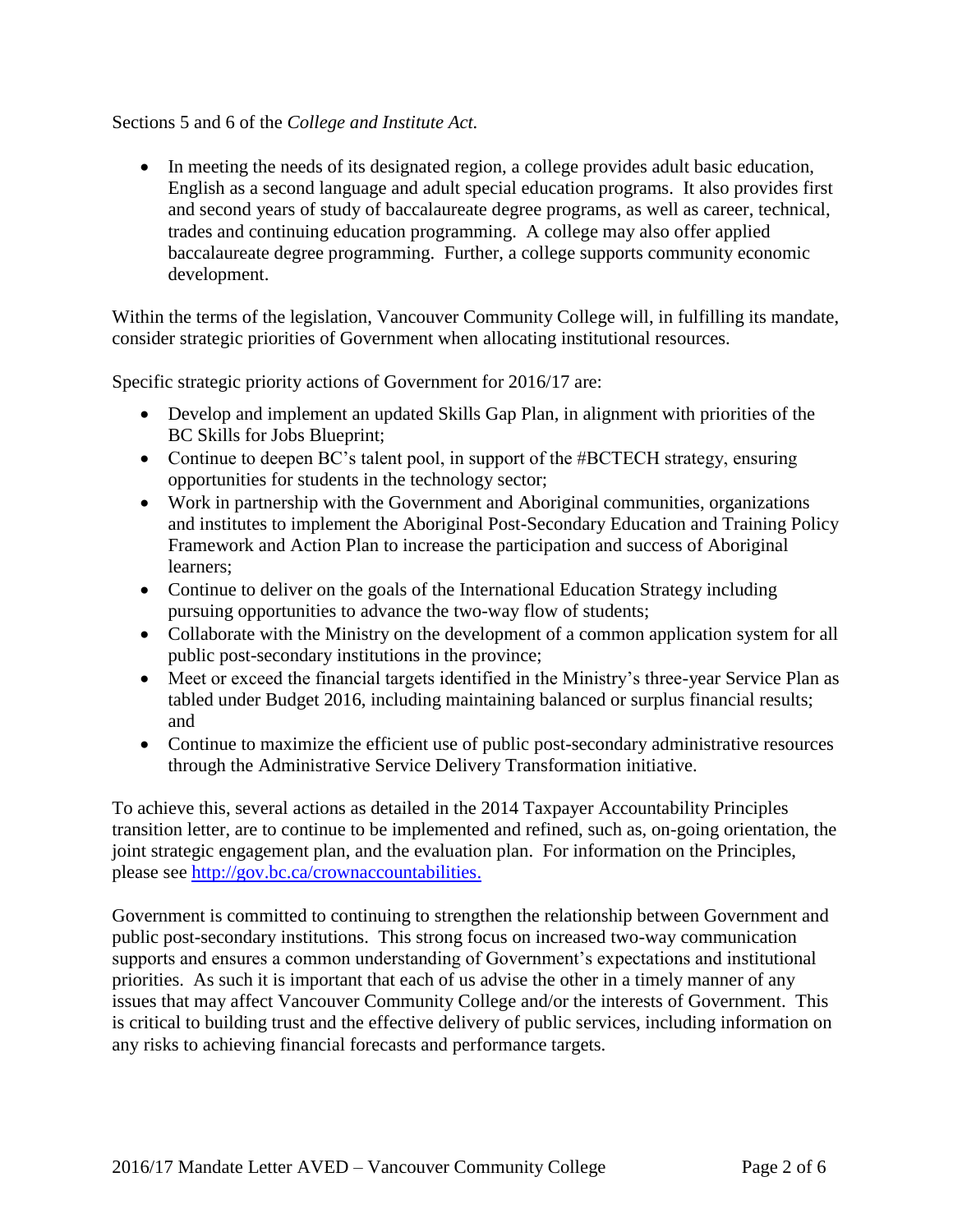Sections 5 and 6 of the *College and Institute Act.*

- In meeting the needs of its designated region, a college provides adult basic education, English as a second language and adult special education programs. It also provides first and second years of study of baccalaureate degree programs, as well as career, technical, trades and continuing education programming. A college may also offer applied baccalaureate degree programming. Further, a college supports community economic development.

Within the terms of the legislation, Vancouver Community College will, in fulfilling its mandate, consider strategic priorities of Government when allocating institutional resources.

Specific strategic priority actions of Government for 2016/17 are:

- Develop and implement an updated Skills Gap Plan, in alignment with priorities of the BC Skills for Jobs Blueprint;
- Continue to deepen BC's talent pool, in support of the #BCTECH strategy, ensuring opportunities for students in the technology sector;
- Work in partnership with the Government and Aboriginal communities, organizations and institutes to implement the Aboriginal Post-Secondary Education and Training Policy Framework and Action Plan to increase the participation and success of Aboriginal learners;
- Continue to deliver on the goals of the International Education Strategy including pursuing opportunities to advance the two-way flow of students;
- Collaborate with the Ministry on the development of a common application system for all public post-secondary institutions in the province;
- Meet or exceed the financial targets identified in the Ministry's three-year Service Plan as tabled under Budget 2016, including maintaining balanced or surplus financial results; and
- Continue to maximize the efficient use of public post-secondary administrative resources through the Administrative Service Delivery Transformation initiative.

To achieve this, several actions as detailed in the 2014 Taxpayer Accountability Principles transition letter, are to continue to be implemented and refined, such as, on-going orientation, the joint strategic engagement plan, and the evaluation plan. For information on the Principles, please see [http://gov.bc.ca/crownaccountabilities.](http://gov.bc.ca/crownaccountabilities)

Government is committed to continuing to strengthen the relationship between Government and public post-secondary institutions. This strong focus on increased two-way communication supports and ensures a common understanding of Government's expectations and institutional priorities. As such it is important that each of us advise the other in a timely manner of any issues that may affect Vancouver Community College and/or the interests of Government. This is critical to building trust and the effective delivery of public services, including information on any risks to achieving financial forecasts and performance targets.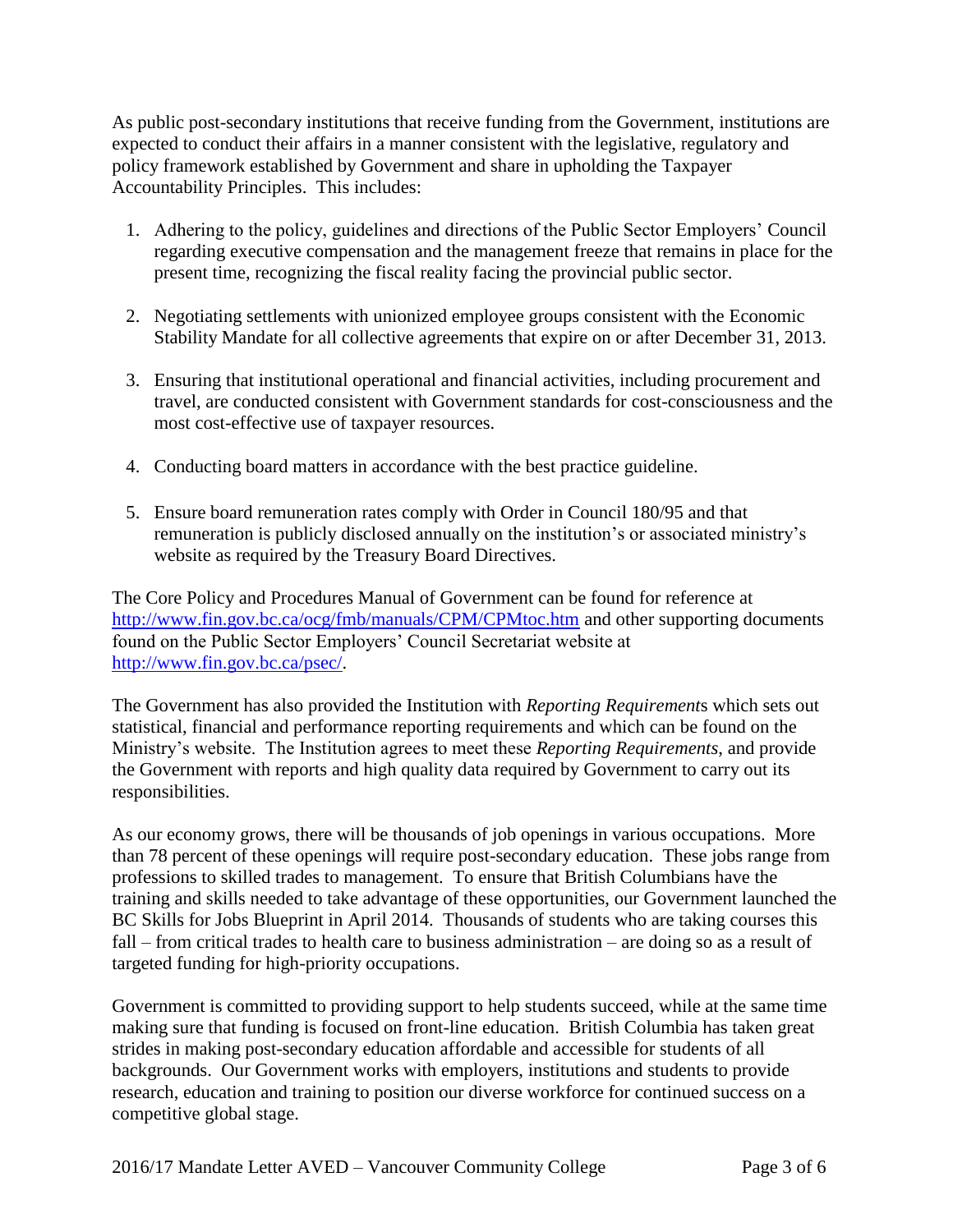As public post-secondary institutions that receive funding from the Government, institutions are expected to conduct their affairs in a manner consistent with the legislative, regulatory and policy framework established by Government and share in upholding the Taxpayer Accountability Principles. This includes:

1. Adhering to the policy, guidelines and directions of the Public Sector Employers' Council regarding executive compensation and the management freeze that remains in place for the present time, recognizing the fiscal reality facing the provincial public sector.

2. Negotiating settlements with unionized employee groups consistent with the Economic Stability Mandate for all collective agreements that expire on or after December 31, 2013.

3. Ensuring that institutional operational and financial activities, including procurement and travel, are conducted consistent with Government standards for cost-consciousness and the most cost-effective use of taxpayer resources.

4. Conducting board matters in accordance with the best practice guideline.

5. Ensure board remuneration rates comply with Order in Council 180/95 and that remuneration is publicly disclosed annually on the institution's or associated ministry's website as required by the Treasury Board Directives.

The Core Policy and Procedures Manual of Government can be found for reference at [http://www.fin.gov.bc.ca/ocg/fmb/manuals/CPM/CPMtoc.htm](http://www.fin.gov.bc.ca/ocg/fmb/manuals/CPM/CPMtoc.htm) and other supporting documents found on the Public Sector Employers' Council Secretariat website at [http://www.fin.gov.bc.ca/psec/](http://www.fin.gov.bc.ca/psec/).

The Government has also provided the Institution with *Reporting Requirements* which sets out statistical, financial and performance reporting requirements and which can be found on the Ministry's website. The Institution agrees to meet these *Reporting Requirements*, and provide the Government with reports and high quality data required by Government to carry out its responsibilities.

As our economy grows, there will be thousands of job openings in various occupations. More than 78 percent of these openings will require post-secondary education. These jobs range from professions to skilled trades to management. To ensure that British Columbians have the training and skills needed to take advantage of these opportunities, our Government launched the BC Skills for Jobs Blueprint in April 2014. Thousands of students who are taking courses this fall – from critical trades to health care to business administration – are doing so as a result of targeted funding for high-priority occupations.

Government is committed to providing support to help students succeed, while at the same time making sure that funding is focused on front-line education. British Columbia has taken great strides in making post-secondary education affordable and accessible for students of all backgrounds. Our Government works with employers, institutions and students to provide research, education and training to position our diverse workforce for continued success on a competitive global stage.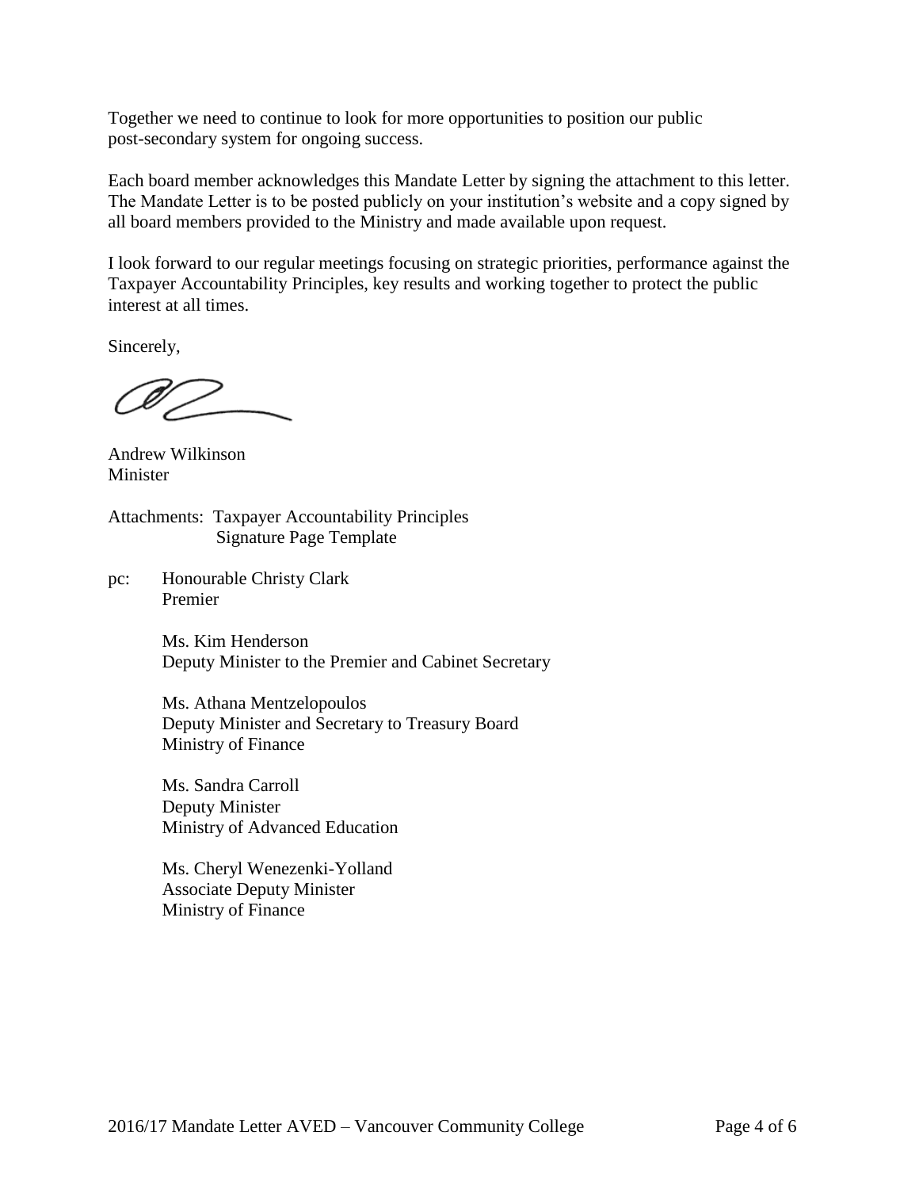Together we need to continue to look for more opportunities to position our public post-secondary system for ongoing success.

Each board member acknowledges this Mandate Letter by signing the attachment to this letter. The Mandate Letter is to be posted publicly on your institution's website and a copy signed by all board members provided to the Ministry and made available upon request.

I look forward to our regular meetings focusing on strategic priorities, performance against the Taxpayer Accountability Principles, key results and working together to protect the public interest at all times.

Sincerely,

Andrew Wilkinson
Minister

Attachments: Taxpayer Accountability Principles
Signature Page Template

pc: Honourable Christy Clark
Premier

Ms. Kim Henderson
Deputy Minister to the Premier and Cabinet Secretary

Ms. Athana Mentzelopoulos
Deputy Minister and Secretary to Treasury Board
Ministry of Finance

Ms. Sandra Carroll
Deputy Minister
Ministry of Advanced Education

Ms. Cheryl Wenezenki-Yolland
Associate Deputy Minister
Ministry of Finance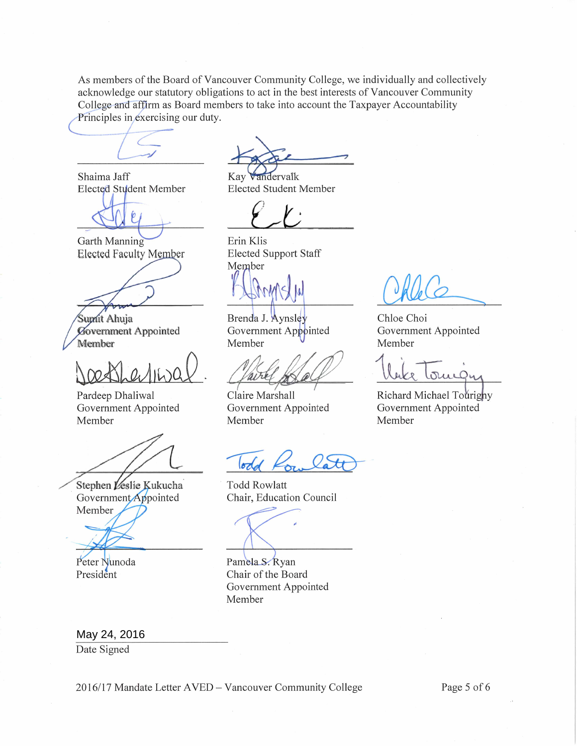As members of the Board of Vancouver Community College, we individually and collectively acknowledge our statutory obligations to act in the best interests of Vancouver Community College and affirm as Board members to take into account the Taxpayer Accountability Principles in exercising our duty.

Shaima Jaff
Elected Student Member

Kay Vandervalk
Elected Student Member

Garth Manning
Elected Faculty Member

Erin Klis
Elected Support Staff Member

Sumit Ahuja
Government Appointed Member

Brenda J. Aynsley
Government Appointed Member

Chloe Choi
Government Appointed Member

Pardeep Dhaliwal
Government Appointed Member

Claire Marshall
Government Appointed Member

Richard Michael Tourigny
Government Appointed Member

Stephen Leslie Kukucha
Government Appointed Member

Todd Rowlatt
Chair, Education Council

Peter Nunoda
President

Pamela S. Ryan
Chair of the Board
Government Appointed Member

May 24, 2016
Date Signed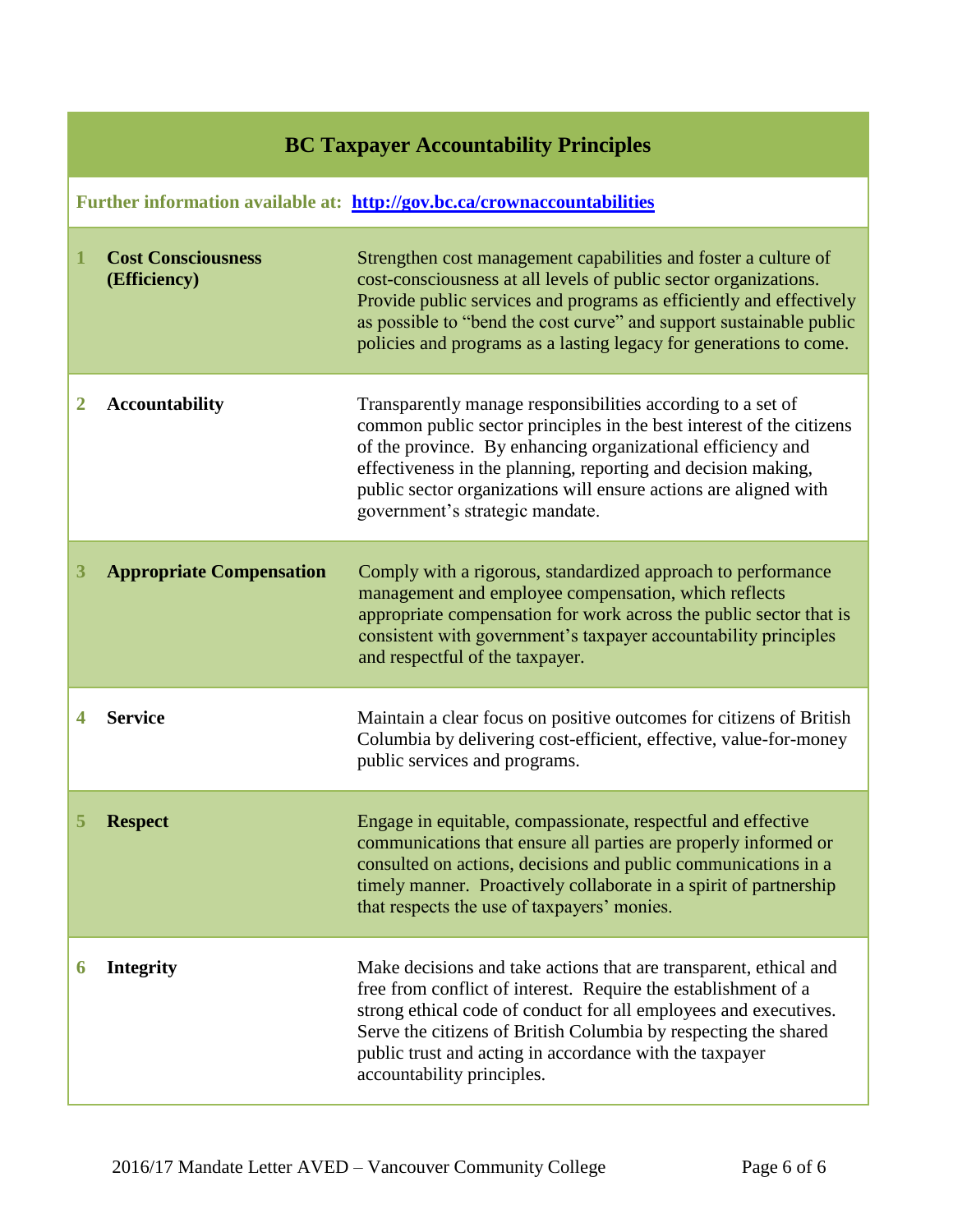## BC Taxpayer Accountability Principles

**Further information available at: [http://gov.bc.ca/crownaccountabilities](http://gov.bc.ca/crownaccountabilities)**

| | | |
|---|---|---|
| **1** | **Cost Consciousness (Efficiency)** | Strengthen cost management capabilities and foster a culture of cost-consciousness at all levels of public sector organizations. Provide public services and programs as efficiently and effectively as possible to "bend the cost curve" and support sustainable public policies and programs as a lasting legacy for generations to come. |
| **2** | **Accountability** | Transparently manage responsibilities according to a set of common public sector principles in the best interest of the citizens of the province. By enhancing organizational efficiency and effectiveness in the planning, reporting and decision making, public sector organizations will ensure actions are aligned with government's strategic mandate. |
| **3** | **Appropriate Compensation** | Comply with a rigorous, standardized approach to performance management and employee compensation, which reflects appropriate compensation for work across the public sector that is consistent with government's taxpayer accountability principles and respectful of the taxpayer. |
| **4** | **Service** | Maintain a clear focus on positive outcomes for citizens of British Columbia by delivering cost-efficient, effective, value-for-money public services and programs. |
| **5** | **Respect** | Engage in equitable, compassionate, respectful and effective communications that ensure all parties are properly informed or consulted on actions, decisions and public communications in a timely manner. Proactively collaborate in a spirit of partnership that respects the use of taxpayers' monies. |
| **6** | **Integrity** | Make decisions and take actions that are transparent, ethical and free from conflict of interest. Require the establishment of a strong ethical code of conduct for all employees and executives. Serve the citizens of British Columbia by respecting the shared public trust and acting in accordance with the taxpayer accountability principles. |